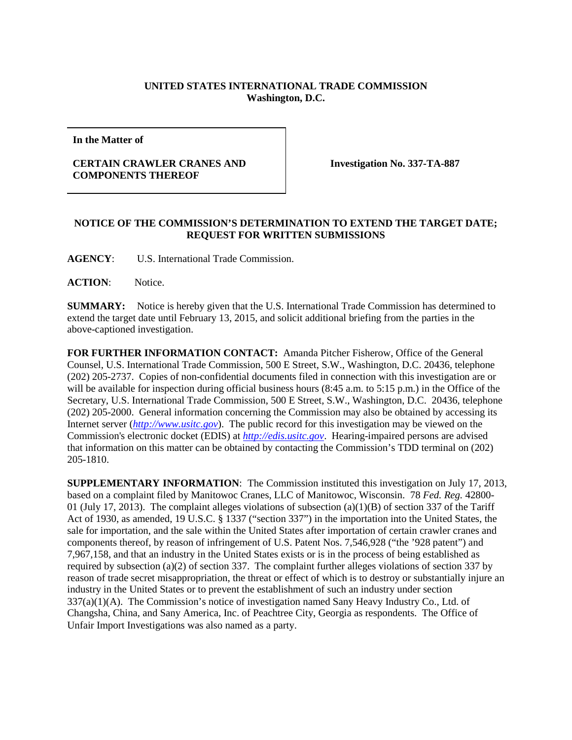**UNITED STATES INTERNATIONAL TRADE COMMISSION**
**Washington, D.C.**

**In the Matter of**

**CERTAIN CRAWLER CRANES AND COMPONENTS THEREOF**

**Investigation No. 337-TA-887**

**NOTICE OF THE COMMISSION'S DETERMINATION TO EXTEND THE TARGET DATE; REQUEST FOR WRITTEN SUBMISSIONS**

**AGENCY**: U.S. International Trade Commission.

**ACTION**: Notice.

**SUMMARY:** Notice is hereby given that the U.S. International Trade Commission has determined to extend the target date until February 13, 2015, and solicit additional briefing from the parties in the above-captioned investigation.

**FOR FURTHER INFORMATION CONTACT:** Amanda Pitcher Fisherow, Office of the General Counsel, U.S. International Trade Commission, 500 E Street, S.W., Washington, D.C. 20436, telephone (202) 205-2737. Copies of non-confidential documents filed in connection with this investigation are or will be available for inspection during official business hours (8:45 a.m. to 5:15 p.m.) in the Office of the Secretary, U.S. International Trade Commission, 500 E Street, S.W., Washington, D.C. 20436, telephone (202) 205-2000. General information concerning the Commission may also be obtained by accessing its Internet server (*http://www.usitc.gov*). The public record for this investigation may be viewed on the Commission's electronic docket (EDIS) at *http://edis.usitc.gov*. Hearing-impaired persons are advised that information on this matter can be obtained by contacting the Commission's TDD terminal on (202) 205-1810.

**SUPPLEMENTARY INFORMATION**: The Commission instituted this investigation on July 17, 2013, based on a complaint filed by Manitowoc Cranes, LLC of Manitowoc, Wisconsin. 78 *Fed. Reg.* 42800-01 (July 17, 2013). The complaint alleges violations of subsection (a)(1)(B) of section 337 of the Tariff Act of 1930, as amended, 19 U.S.C. § 1337 ("section 337") in the importation into the United States, the sale for importation, and the sale within the United States after importation of certain crawler cranes and components thereof, by reason of infringement of U.S. Patent Nos. 7,546,928 ("the '928 patent") and 7,967,158, and that an industry in the United States exists or is in the process of being established as required by subsection (a)(2) of section 337. The complaint further alleges violations of section 337 by reason of trade secret misappropriation, the threat or effect of which is to destroy or substantially injure an industry in the United States or to prevent the establishment of such an industry under section 337(a)(1)(A). The Commission's notice of investigation named Sany Heavy Industry Co., Ltd. of Changsha, China, and Sany America, Inc. of Peachtree City, Georgia as respondents. The Office of Unfair Import Investigations was also named as a party.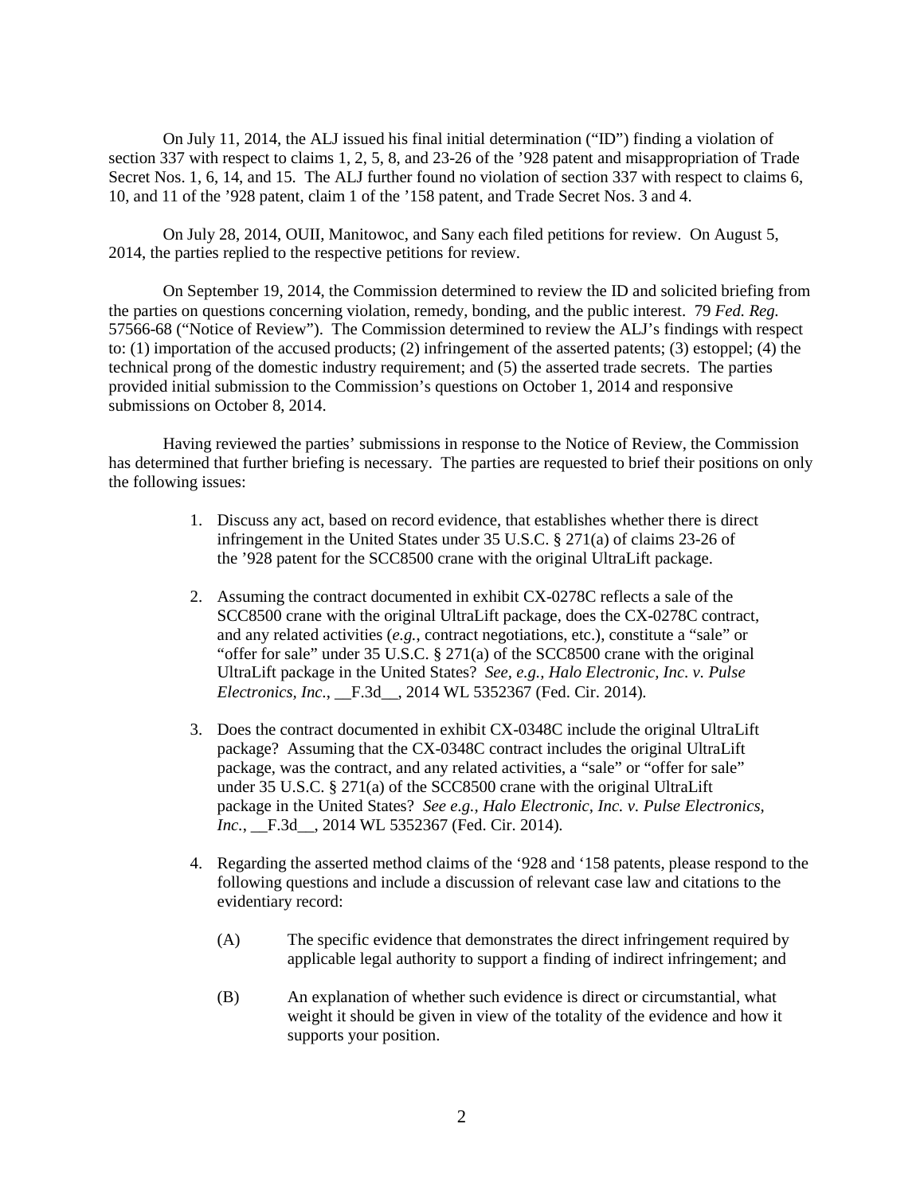On July 11, 2014, the ALJ issued his final initial determination ("ID") finding a violation of section 337 with respect to claims 1, 2, 5, 8, and 23-26 of the '928 patent and misappropriation of Trade Secret Nos. 1, 6, 14, and 15. The ALJ further found no violation of section 337 with respect to claims 6, 10, and 11 of the '928 patent, claim 1 of the '158 patent, and Trade Secret Nos. 3 and 4.

On July 28, 2014, OUII, Manitowoc, and Sany each filed petitions for review. On August 5, 2014, the parties replied to the respective petitions for review.

On September 19, 2014, the Commission determined to review the ID and solicited briefing from the parties on questions concerning violation, remedy, bonding, and the public interest. 79 *Fed. Reg.* 57566-68 ("Notice of Review"). The Commission determined to review the ALJ's findings with respect to: (1) importation of the accused products; (2) infringement of the asserted patents; (3) estoppel; (4) the technical prong of the domestic industry requirement; and (5) the asserted trade secrets. The parties provided initial submission to the Commission's questions on October 1, 2014 and responsive submissions on October 8, 2014.

Having reviewed the parties' submissions in response to the Notice of Review, the Commission has determined that further briefing is necessary. The parties are requested to brief their positions on only the following issues:

1. Discuss any act, based on record evidence, that establishes whether there is direct infringement in the United States under 35 U.S.C. § 271(a) of claims 23-26 of the '928 patent for the SCC8500 crane with the original UltraLift package.

2. Assuming the contract documented in exhibit CX-0278C reflects a sale of the SCC8500 crane with the original UltraLift package, does the CX-0278C contract, and any related activities (*e.g.*, contract negotiations, etc.), constitute a "sale" or "offer for sale" under 35 U.S.C. § 271(a) of the SCC8500 crane with the original UltraLift package in the United States? *See, e.g., Halo Electronic, Inc. v. Pulse Electronics, Inc.*, __F.3d__, 2014 WL 5352367 (Fed. Cir. 2014).

3. Does the contract documented in exhibit CX-0348C include the original UltraLift package? Assuming that the CX-0348C contract includes the original UltraLift package, was the contract, and any related activities, a "sale" or "offer for sale" under 35 U.S.C. § 271(a) of the SCC8500 crane with the original UltraLift package in the United States? *See e.g., Halo Electronic, Inc. v. Pulse Electronics, Inc.*, __F.3d__, 2014 WL 5352367 (Fed. Cir. 2014).

4. Regarding the asserted method claims of the '928 and '158 patents, please respond to the following questions and include a discussion of relevant case law and citations to the evidentiary record:

   (A) The specific evidence that demonstrates the direct infringement required by applicable legal authority to support a finding of indirect infringement; and

   (B) An explanation of whether such evidence is direct or circumstantial, what weight it should be given in view of the totality of the evidence and how it supports your position.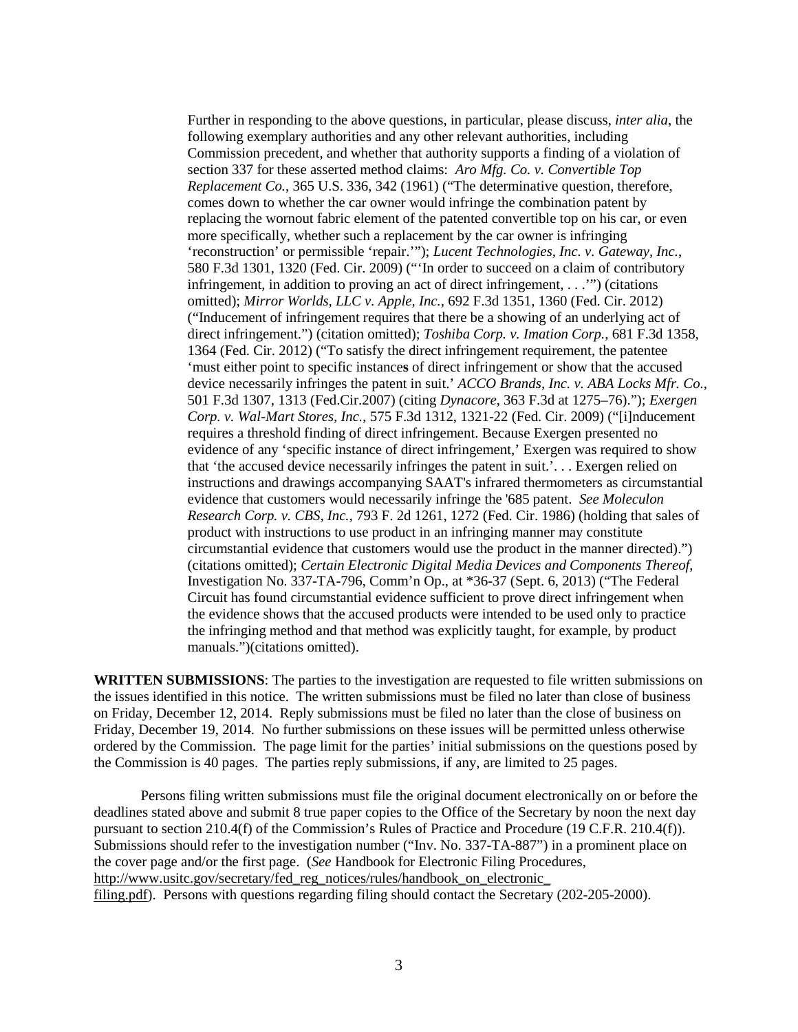Further in responding to the above questions, in particular, please discuss, *inter alia*, the following exemplary authorities and any other relevant authorities, including Commission precedent, and whether that authority supports a finding of a violation of section 337 for these asserted method claims: *Aro Mfg. Co. v. Convertible Top Replacement Co.*, 365 U.S. 336, 342 (1961) ("The determinative question, therefore, comes down to whether the car owner would infringe the combination patent by replacing the wornout fabric element of the patented convertible top on his car, or even more specifically, whether such a replacement by the car owner is infringing 'reconstruction' or permissible 'repair.'"); *Lucent Technologies, Inc. v. Gateway, Inc.*, 580 F.3d 1301, 1320 (Fed. Cir. 2009) ("'In order to succeed on a claim of contributory infringement, in addition to proving an act of direct infringement, . . .'") (citations omitted); *Mirror Worlds, LLC v. Apple, Inc.*, 692 F.3d 1351, 1360 (Fed. Cir. 2012) ("Inducement of infringement requires that there be a showing of an underlying act of direct infringement.") (citation omitted); *Toshiba Corp. v. Imation Corp.*, 681 F.3d 1358, 1364 (Fed. Cir. 2012) ("To satisfy the direct infringement requirement, the patentee 'must either point to specific instance**s** of direct infringement or show that the accused device necessarily infringes the patent in suit.' *ACCO Brands, Inc. v. ABA Locks Mfr. Co.*, 501 F.3d 1307, 1313 (Fed.Cir.2007) (citing *Dynacore*, 363 F.3d at 1275–76)."); *Exergen Corp. v. Wal-Mart Stores, Inc.*, 575 F.3d 1312, 1321-22 (Fed. Cir. 2009) ("[i]nducement requires a threshold finding of direct infringement. Because Exergen presented no evidence of any 'specific instance of direct infringement,' Exergen was required to show that 'the accused device necessarily infringes the patent in suit.'. . . Exergen relied on instructions and drawings accompanying SAAT's infrared thermometers as circumstantial evidence that customers would necessarily infringe the '685 patent. *See Moleculon Research Corp. v. CBS, Inc.*, 793 F. 2d 1261, 1272 (Fed. Cir. 1986) (holding that sales of product with instructions to use product in an infringing manner may constitute circumstantial evidence that customers would use the product in the manner directed).") (citations omitted); *Certain Electronic Digital Media Devices and Components Thereof*, Investigation No. 337-TA-796, Comm'n Op., at *36-37 (Sept. 6, 2013) ("The Federal Circuit has found circumstantial evidence sufficient to prove direct infringement when the evidence shows that the accused products were intended to be used only to practice the infringing method and that method was explicitly taught, for example, by product manuals.")(citations omitted).

**WRITTEN SUBMISSIONS**: The parties to the investigation are requested to file written submissions on the issues identified in this notice. The written submissions must be filed no later than close of business on Friday, December 12, 2014. Reply submissions must be filed no later than the close of business on Friday, December 19, 2014. No further submissions on these issues will be permitted unless otherwise ordered by the Commission. The page limit for the parties' initial submissions on the questions posed by the Commission is 40 pages. The parties reply submissions, if any, are limited to 25 pages.

Persons filing written submissions must file the original document electronically on or before the deadlines stated above and submit 8 true paper copies to the Office of the Secretary by noon the next day pursuant to section 210.4(f) of the Commission's Rules of Practice and Procedure (19 C.F.R. 210.4(f)). Submissions should refer to the investigation number ("Inv. No. 337-TA-887") in a prominent place on the cover page and/or the first page. (*See* Handbook for Electronic Filing Procedures, http://www.usitc.gov/secretary/fed_reg_notices/rules/handbook_on_electronic_filing.pdf). Persons with questions regarding filing should contact the Secretary (202-205-2000).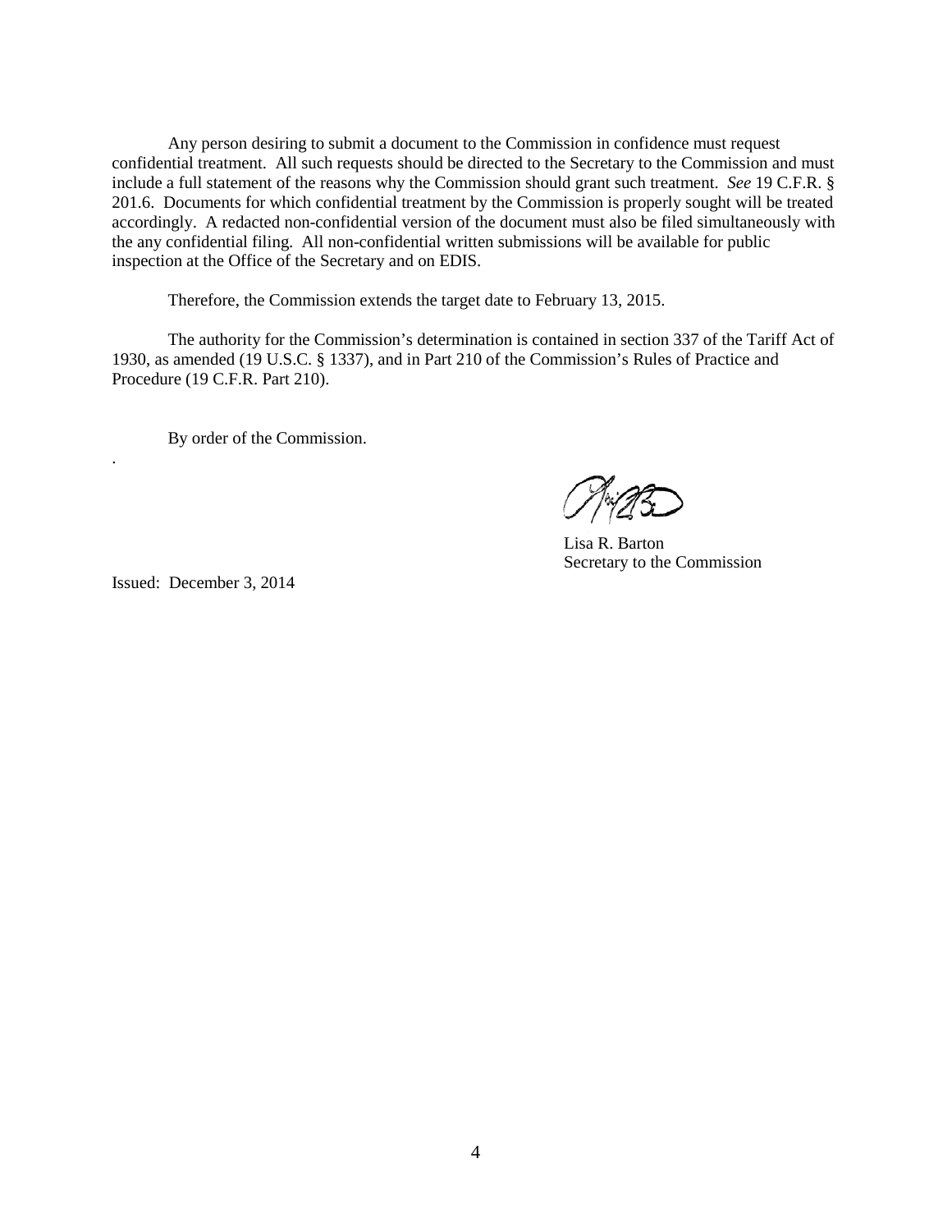Any person desiring to submit a document to the Commission in confidence must request confidential treatment. All such requests should be directed to the Secretary to the Commission and must include a full statement of the reasons why the Commission should grant such treatment. *See* 19 C.F.R. § 201.6. Documents for which confidential treatment by the Commission is properly sought will be treated accordingly. A redacted non-confidential version of the document must also be filed simultaneously with the any confidential filing. All non-confidential written submissions will be available for public inspection at the Office of the Secretary and on EDIS.

Therefore, the Commission extends the target date to February 13, 2015.

The authority for the Commission's determination is contained in section 337 of the Tariff Act of 1930, as amended (19 U.S.C. § 1337), and in Part 210 of the Commission's Rules of Practice and Procedure (19 C.F.R. Part 210).

By order of the Commission.

.

Lisa R. Barton
Secretary to the Commission

Issued: December 3, 2014